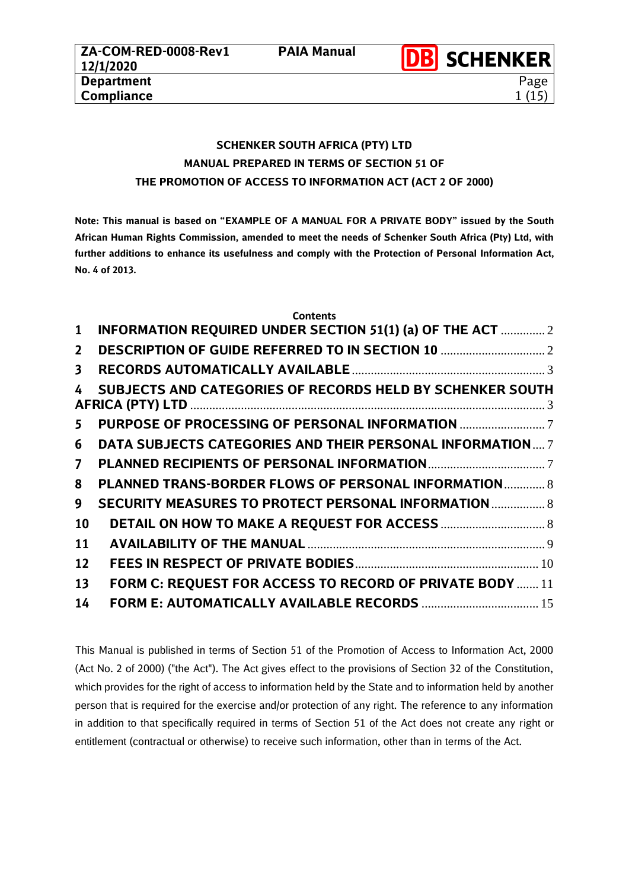# SCHENKER SOUTH AFRICA (PTY) LTD
# MANUAL PREPARED IN TERMS OF SECTION 51 OF
# THE PROMOTION OF ACCESS TO INFORMATION ACT (ACT 2 OF 2000)

**Note: This manual is based on "EXAMPLE OF A MANUAL FOR A PRIVATE BODY" issued by the South African Human Rights Commission, amended to meet the needs of Schenker South Africa (Pty) Ltd, with further additions to enhance its usefulness and comply with the Protection of Personal Information Act, No. 4 of 2013.**

**Contents**

1 INFORMATION REQUIRED UNDER SECTION 51(1) (a) OF THE ACT .............. 2
2 DESCRIPTION OF GUIDE REFERRED TO IN SECTION 10 ................................ 2
3 RECORDS AUTOMATICALLY AVAILABLE ............................................................ 3
4 SUBJECTS AND CATEGORIES OF RECORDS HELD BY SCHENKER SOUTH AFRICA (PTY) LTD ................................................................................................................. 3
5 PURPOSE OF PROCESSING OF PERSONAL INFORMATION .......................... 7
6 DATA SUBJECTS CATEGORIES AND THEIR PERSONAL INFORMATION .... 7
7 PLANNED RECIPIENTS OF PERSONAL INFORMATION .................................... 7
8 PLANNED TRANS-BORDER FLOWS OF PERSONAL INFORMATION ............. 8
9 SECURITY MEASURES TO PROTECT PERSONAL INFORMATION ................ 8
10 DETAIL ON HOW TO MAKE A REQUEST FOR ACCESS ................................ 8
11 AVAILABILITY OF THE MANUAL .......................................................................... 9
12 FEES IN RESPECT OF PRIVATE BODIES .......................................................... 10
13 FORM C: REQUEST FOR ACCESS TO RECORD OF PRIVATE BODY ....... 11
14 FORM E: AUTOMATICALLY AVAILABLE RECORDS .................................... 15

This Manual is published in terms of Section 51 of the Promotion of Access to Information Act, 2000 (Act No. 2 of 2000) ("the Act"). The Act gives effect to the provisions of Section 32 of the Constitution, which provides for the right of access to information held by the State and to information held by another person that is required for the exercise and/or protection of any right. The reference to any information in addition to that specifically required in terms of Section 51 of the Act does not create any right or entitlement (contractual or otherwise) to receive such information, other than in terms of the Act.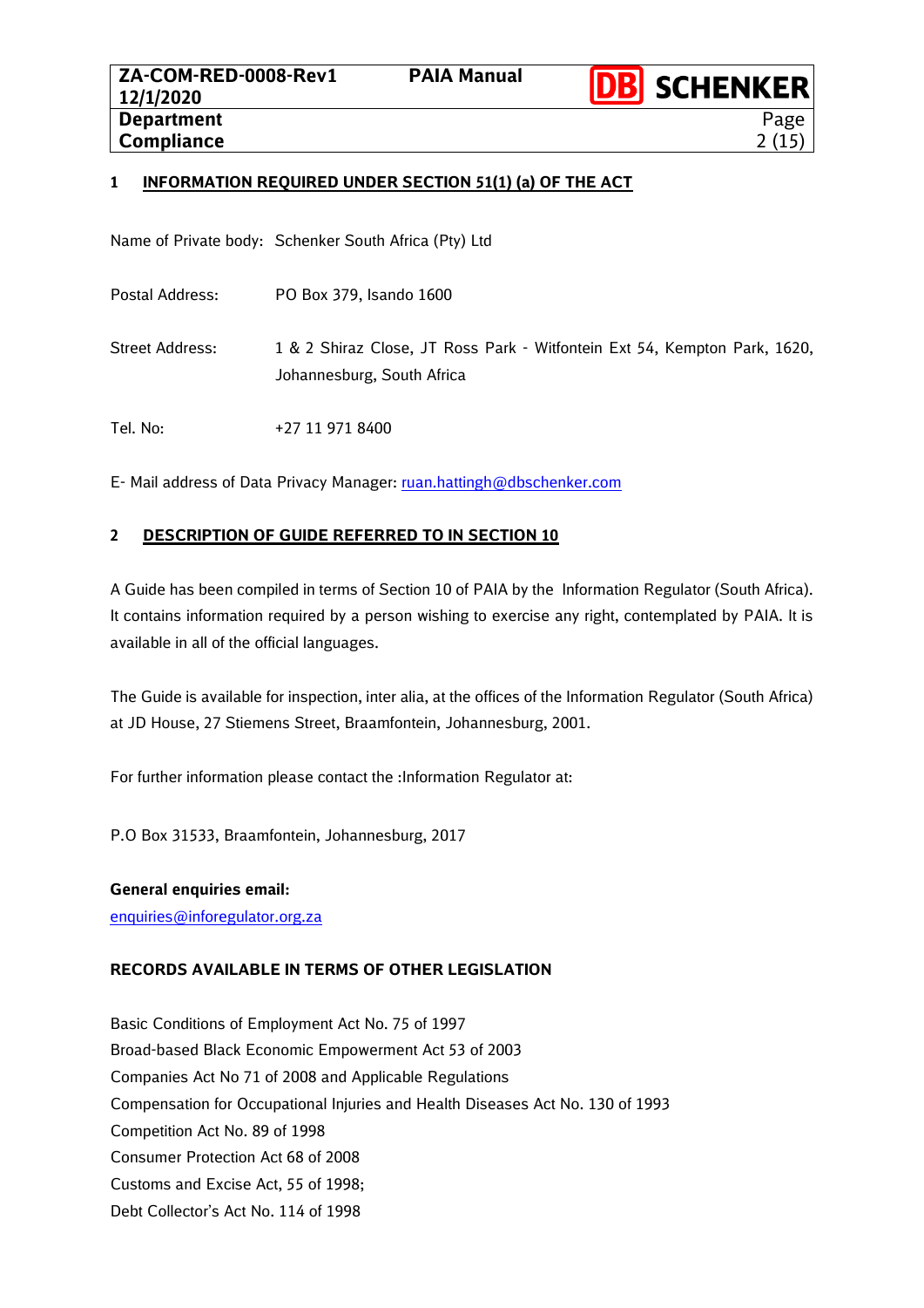## 1 INFORMATION REQUIRED UNDER SECTION 51(1) (a) OF THE ACT

Name of Private body: Schenker South Africa (Pty) Ltd

Postal Address: PO Box 379, Isando 1600

Street Address: 1 & 2 Shiraz Close, JT Ross Park - Witfontein Ext 54, Kempton Park, 1620, Johannesburg, South Africa

Tel. No: +27 11 971 8400

E- Mail address of Data Privacy Manager: ruan.hattingh@dbschenker.com

## 2 DESCRIPTION OF GUIDE REFERRED TO IN SECTION 10

A Guide has been compiled in terms of Section 10 of PAIA by the Information Regulator (South Africa). It contains information required by a person wishing to exercise any right, contemplated by PAIA. It is available in all of the official languages.

The Guide is available for inspection, inter alia, at the offices of the Information Regulator (South Africa) at JD House, 27 Stiemens Street, Braamfontein, Johannesburg, 2001.

For further information please contact the :Information Regulator at:

P.O Box 31533, Braamfontein, Johannesburg, 2017

**General enquiries email:**
enquiries@inforegulator.org.za

**RECORDS AVAILABLE IN TERMS OF OTHER LEGISLATION**

Basic Conditions of Employment Act No. 75 of 1997
Broad-based Black Economic Empowerment Act 53 of 2003
Companies Act No 71 of 2008 and Applicable Regulations
Compensation for Occupational Injuries and Health Diseases Act No. 130 of 1993
Competition Act No. 89 of 1998
Consumer Protection Act 68 of 2008
Customs and Excise Act, 55 of 1998;
Debt Collector's Act No. 114 of 1998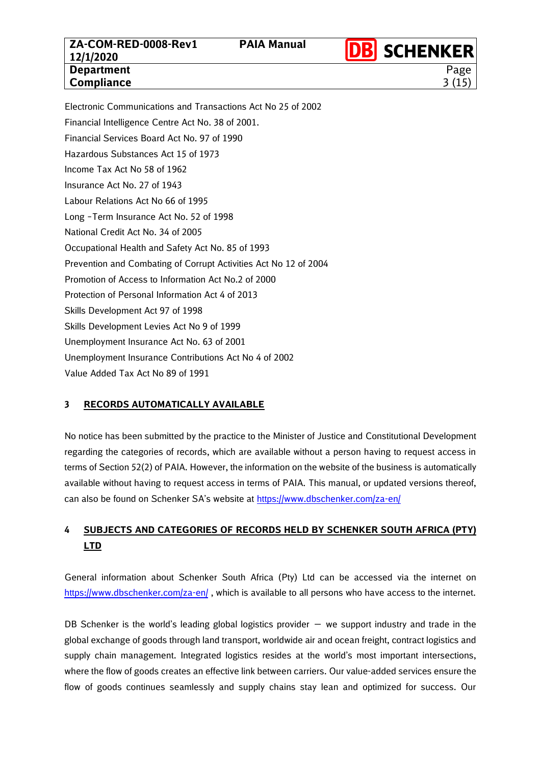Electronic Communications and Transactions Act No 25 of 2002

Financial Intelligence Centre Act No. 38 of 2001.

Financial Services Board Act No. 97 of 1990

Hazardous Substances Act 15 of 1973

Income Tax Act No 58 of 1962

Insurance Act No. 27 of 1943

Labour Relations Act No 66 of 1995

Long -Term Insurance Act No. 52 of 1998

National Credit Act No. 34 of 2005

Occupational Health and Safety Act No. 85 of 1993

Prevention and Combating of Corrupt Activities Act No 12 of 2004

Promotion of Access to Information Act No.2 of 2000

Protection of Personal Information Act 4 of 2013

Skills Development Act 97 of 1998

Skills Development Levies Act No 9 of 1999

Unemployment Insurance Act No. 63 of 2001

Unemployment Insurance Contributions Act No 4 of 2002

Value Added Tax Act No 89 of 1991

## 3 RECORDS AUTOMATICALLY AVAILABLE

No notice has been submitted by the practice to the Minister of Justice and Constitutional Development regarding the categories of records, which are available without a person having to request access in terms of Section 52(2) of PAIA. However, the information on the website of the business is automatically available without having to request access in terms of PAIA. This manual, or updated versions thereof, can also be found on Schenker SA's website at https://www.dbschenker.com/za-en/

## 4 SUBJECTS AND CATEGORIES OF RECORDS HELD BY SCHENKER SOUTH AFRICA (PTY) LTD

General information about Schenker South Africa (Pty) Ltd can be accessed via the internet on https://www.dbschenker.com/za-en/ , which is available to all persons who have access to the internet.

DB Schenker is the world's leading global logistics provider – we support industry and trade in the global exchange of goods through land transport, worldwide air and ocean freight, contract logistics and supply chain management. Integrated logistics resides at the world's most important intersections, where the flow of goods creates an effective link between carriers. Our value-added services ensure the flow of goods continues seamlessly and supply chains stay lean and optimized for success. Our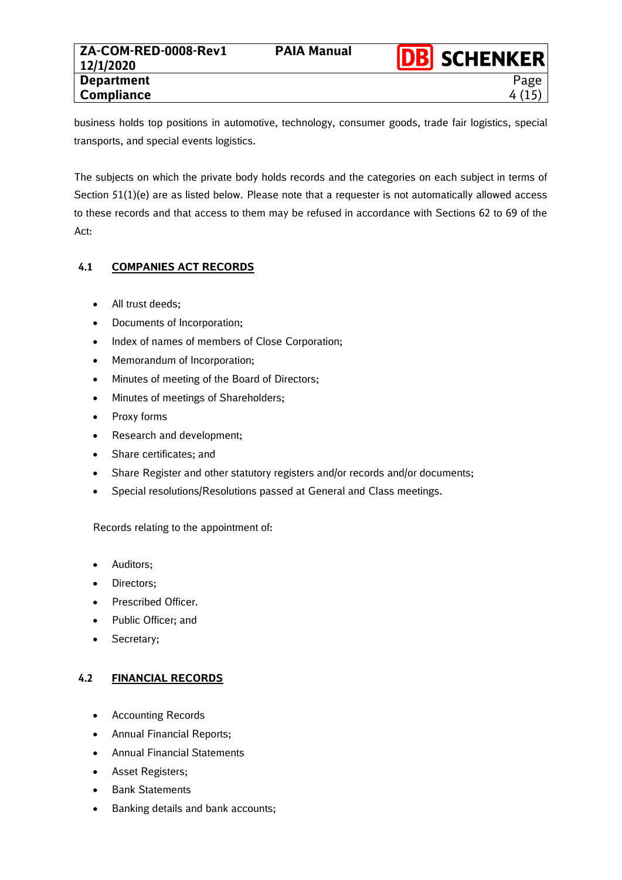business holds top positions in automotive, technology, consumer goods, trade fair logistics, special transports, and special events logistics.

The subjects on which the private body holds records and the categories on each subject in terms of Section 51(1)(e) are as listed below. Please note that a requester is not automatically allowed access to these records and that access to them may be refused in accordance with Sections 62 to 69 of the Act:

## 4.1 COMPANIES ACT RECORDS

- All trust deeds;
- Documents of Incorporation;
- Index of names of members of Close Corporation;
- Memorandum of Incorporation;
- Minutes of meeting of the Board of Directors;
- Minutes of meetings of Shareholders;
- Proxy forms
- Research and development;
- Share certificates; and
- Share Register and other statutory registers and/or records and/or documents;
- Special resolutions/Resolutions passed at General and Class meetings.

Records relating to the appointment of:

- Auditors;
- Directors;
- Prescribed Officer.
- Public Officer; and
- Secretary;

## 4.2 FINANCIAL RECORDS

- Accounting Records
- Annual Financial Reports;
- Annual Financial Statements
- Asset Registers;
- Bank Statements
- Banking details and bank accounts;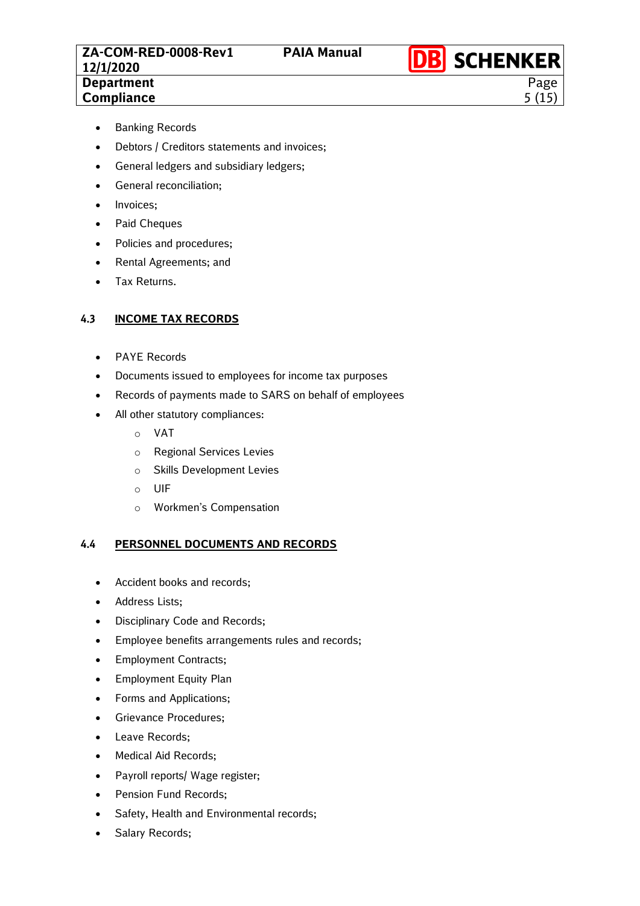- Banking Records
- Debtors / Creditors statements and invoices;
- General ledgers and subsidiary ledgers;
- General reconciliation;
- Invoices;
- Paid Cheques
- Policies and procedures;
- Rental Agreements; and
- Tax Returns.

### 4.3 INCOME TAX RECORDS

- PAYE Records
- Documents issued to employees for income tax purposes
- Records of payments made to SARS on behalf of employees
- All other statutory compliances:
    - VAT
    - Regional Services Levies
    - Skills Development Levies
    - UIF
    - Workmen's Compensation

### 4.4 PERSONNEL DOCUMENTS AND RECORDS

- Accident books and records;
- Address Lists;
- Disciplinary Code and Records;
- Employee benefits arrangements rules and records;
- Employment Contracts;
- Employment Equity Plan
- Forms and Applications;
- Grievance Procedures;
- Leave Records;
- Medical Aid Records;
- Payroll reports/ Wage register;
- Pension Fund Records;
- Safety, Health and Environmental records;
- Salary Records;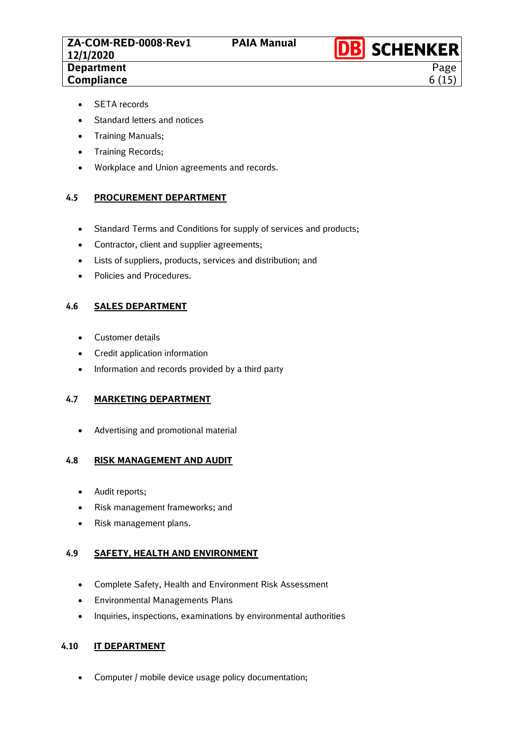- SETA records
- Standard letters and notices
- Training Manuals;
- Training Records;
- Workplace and Union agreements and records.

### 4.5 PROCUREMENT DEPARTMENT

- Standard Terms and Conditions for supply of services and products;
- Contractor, client and supplier agreements;
- Lists of suppliers, products, services and distribution; and
- Policies and Procedures.

### 4.6 SALES DEPARTMENT

- Customer details
- Credit application information
- Information and records provided by a third party

### 4.7 MARKETING DEPARTMENT

- Advertising and promotional material

### 4.8 RISK MANAGEMENT AND AUDIT

- Audit reports;
- Risk management frameworks; and
- Risk management plans.

### 4.9 SAFETY, HEALTH AND ENVIRONMENT

- Complete Safety, Health and Environment Risk Assessment
- Environmental Managements Plans
- Inquiries, inspections, examinations by environmental authorities

### 4.10 IT DEPARTMENT

- Computer / mobile device usage policy documentation;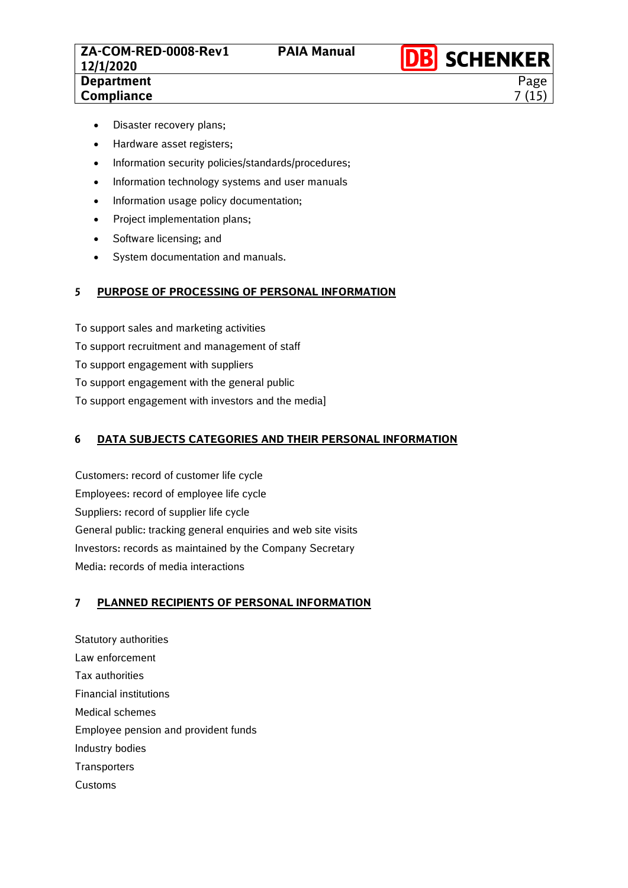- Disaster recovery plans;
- Hardware asset registers;
- Information security policies/standards/procedures;
- Information technology systems and user manuals
- Information usage policy documentation;
- Project implementation plans;
- Software licensing; and
- System documentation and manuals.

## 5 PURPOSE OF PROCESSING OF PERSONAL INFORMATION

To support sales and marketing activities

To support recruitment and management of staff

To support engagement with suppliers

To support engagement with the general public

To support engagement with investors and the media]

## 6 DATA SUBJECTS CATEGORIES AND THEIR PERSONAL INFORMATION

Customers: record of customer life cycle

Employees: record of employee life cycle

Suppliers: record of supplier life cycle

General public: tracking general enquiries and web site visits

Investors: records as maintained by the Company Secretary

Media: records of media interactions

## 7 PLANNED RECIPIENTS OF PERSONAL INFORMATION

Statutory authorities

Law enforcement

Tax authorities

Financial institutions

Medical schemes

Employee pension and provident funds

Industry bodies

Transporters

Customs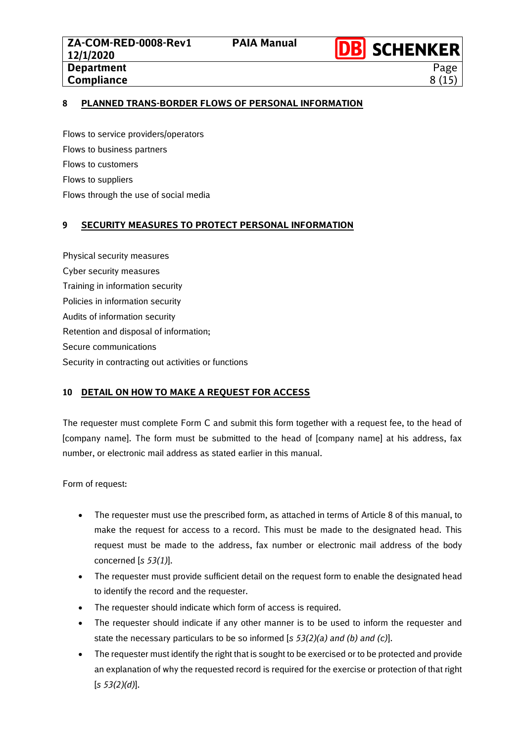## 8 PLANNED TRANS-BORDER FLOWS OF PERSONAL INFORMATION

Flows to service providers/operators

Flows to business partners

Flows to customers

Flows to suppliers

Flows through the use of social media

## 9 SECURITY MEASURES TO PROTECT PERSONAL INFORMATION

Physical security measures

Cyber security measures

Training in information security

Policies in information security

Audits of information security

Retention and disposal of information;

Secure communications

Security in contracting out activities or functions

## 10 DETAIL ON HOW TO MAKE A REQUEST FOR ACCESS

The requester must complete Form C and submit this form together with a request fee, to the head of [company name]. The form must be submitted to the head of [company name] at his address, fax number, or electronic mail address as stated earlier in this manual.

Form of request:

- The requester must use the prescribed form, as attached in terms of Article 8 of this manual, to make the request for access to a record. This must be made to the designated head. This request must be made to the address, fax number or electronic mail address of the body concerned [*s 53(1)*].
- The requester must provide sufficient detail on the request form to enable the designated head to identify the record and the requester.
- The requester should indicate which form of access is required.
- The requester should indicate if any other manner is to be used to inform the requester and state the necessary particulars to be so informed [*s 53(2)(a) and (b) and (c)*].
- The requester must identify the right that is sought to be exercised or to be protected and provide an explanation of why the requested record is required for the exercise or protection of that right [*s 53(2)(d)*].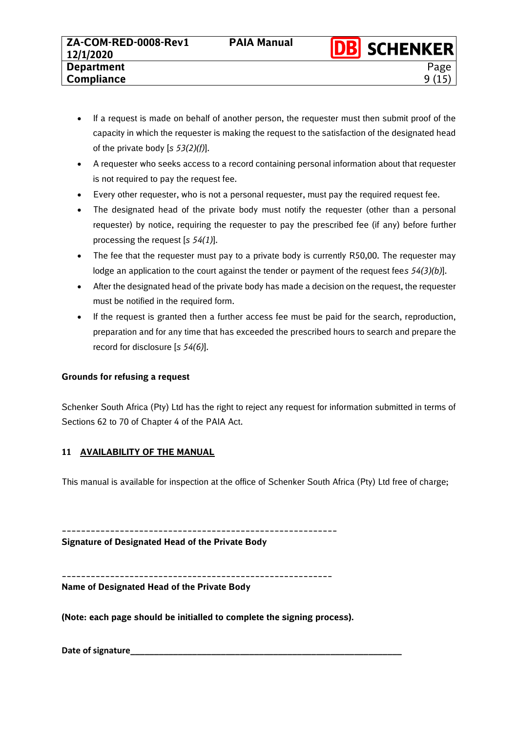- If a request is made on behalf of another person, the requester must then submit proof of the capacity in which the requester is making the request to the satisfaction of the designated head of the private body [*s 53(2)(f)*].
- A requester who seeks access to a record containing personal information about that requester is not required to pay the request fee.
- Every other requester, who is not a personal requester, must pay the required request fee.
- The designated head of the private body must notify the requester (other than a personal requester) by notice, requiring the requester to pay the prescribed fee (if any) before further processing the request [*s 54(1)*].
- The fee that the requester must pay to a private body is currently R50,00. The requester may lodge an application to the court against the tender or payment of the request fee*s 54(3)(b)*].
- After the designated head of the private body has made a decision on the request, the requester must be notified in the required form.
- If the request is granted then a further access fee must be paid for the search, reproduction, preparation and for any time that has exceeded the prescribed hours to search and prepare the record for disclosure [*s 54(6)*].

**Grounds for refusing a request**

Schenker South Africa (Pty) Ltd has the right to reject any request for information submitted in terms of Sections 62 to 70 of Chapter 4 of the PAIA Act.

## 11 AVAILABILITY OF THE MANUAL

This manual is available for inspection at the office of Schenker South Africa (Pty) Ltd free of charge;

\_\_\_\_\_\_\_\_\_\_\_\_\_\_\_\_\_\_\_\_\_\_\_\_\_\_\_\_\_\_\_\_\_\_\_\_\_\_\_\_\_\_\_\_\_\_\_\_\_\_\_\_\_\_

**Signature of Designated Head of the Private Body**

\_\_\_\_\_\_\_\_\_\_\_\_\_\_\_\_\_\_\_\_\_\_\_\_\_\_\_\_\_\_\_\_\_\_\_\_\_\_\_\_\_\_\_\_\_\_\_\_\_\_\_\_\_\_

**Name of Designated Head of the Private Body**

**(Note: each page should be initialled to complete the signing process).**

**Date of signature**\_\_\_\_\_\_\_\_\_\_\_\_\_\_\_\_\_\_\_\_\_\_\_\_\_\_\_\_\_\_\_\_\_\_\_\_\_\_\_\_\_\_\_\_\_\_\_\_\_\_\_\_\_\_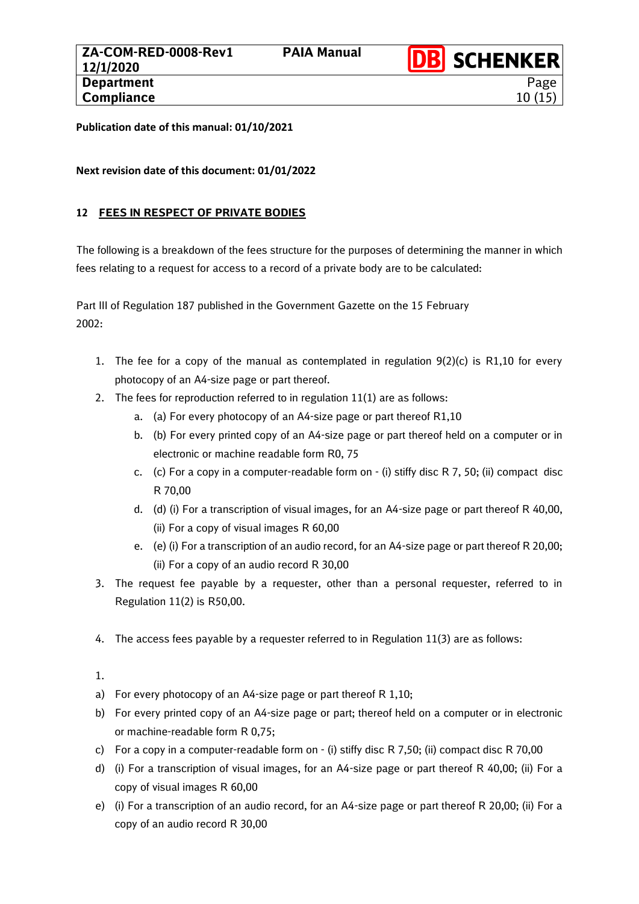**Publication date of this manual: 01/10/2021**

**Next revision date of this document: 01/01/2022**

## 12 FEES IN RESPECT OF PRIVATE BODIES

The following is a breakdown of the fees structure for the purposes of determining the manner in which fees relating to a request for access to a record of a private body are to be calculated:

Part III of Regulation 187 published in the Government Gazette on the 15 February 2002:

1. The fee for a copy of the manual as contemplated in regulation 9(2)(c) is R1,10 for every photocopy of an A4-size page or part thereof.
2. The fees for reproduction referred to in regulation 11(1) are as follows:
   a. (a) For every photocopy of an A4-size page or part thereof R1,10
   b. (b) For every printed copy of an A4-size page or part thereof held on a computer or in electronic or machine readable form R0, 75
   c. (c) For a copy in a computer-readable form on - (i) stiffy disc R 7, 50; (ii) compact disc R 70,00
   d. (d) (i) For a transcription of visual images, for an A4-size page or part thereof R 40,00, (ii) For a copy of visual images R 60,00
   e. (e) (i) For a transcription of an audio record, for an A4-size page or part thereof R 20,00; (ii) For a copy of an audio record R 30,00
3. The request fee payable by a requester, other than a personal requester, referred to in Regulation 11(2) is R50,00.
4. The access fees payable by a requester referred to in Regulation 11(3) are as follows:

1.

a) For every photocopy of an A4-size page or part thereof R 1,10;
b) For every printed copy of an A4-size page or part; thereof held on a computer or in electronic or machine-readable form R 0,75;
c) For a copy in a computer-readable form on - (i) stiffy disc R 7,50; (ii) compact disc R 70,00
d) (i) For a transcription of visual images, for an A4-size page or part thereof R 40,00; (ii) For a copy of visual images R 60,00
e) (i) For a transcription of an audio record, for an A4-size page or part thereof R 20,00; (ii) For a copy of an audio record R 30,00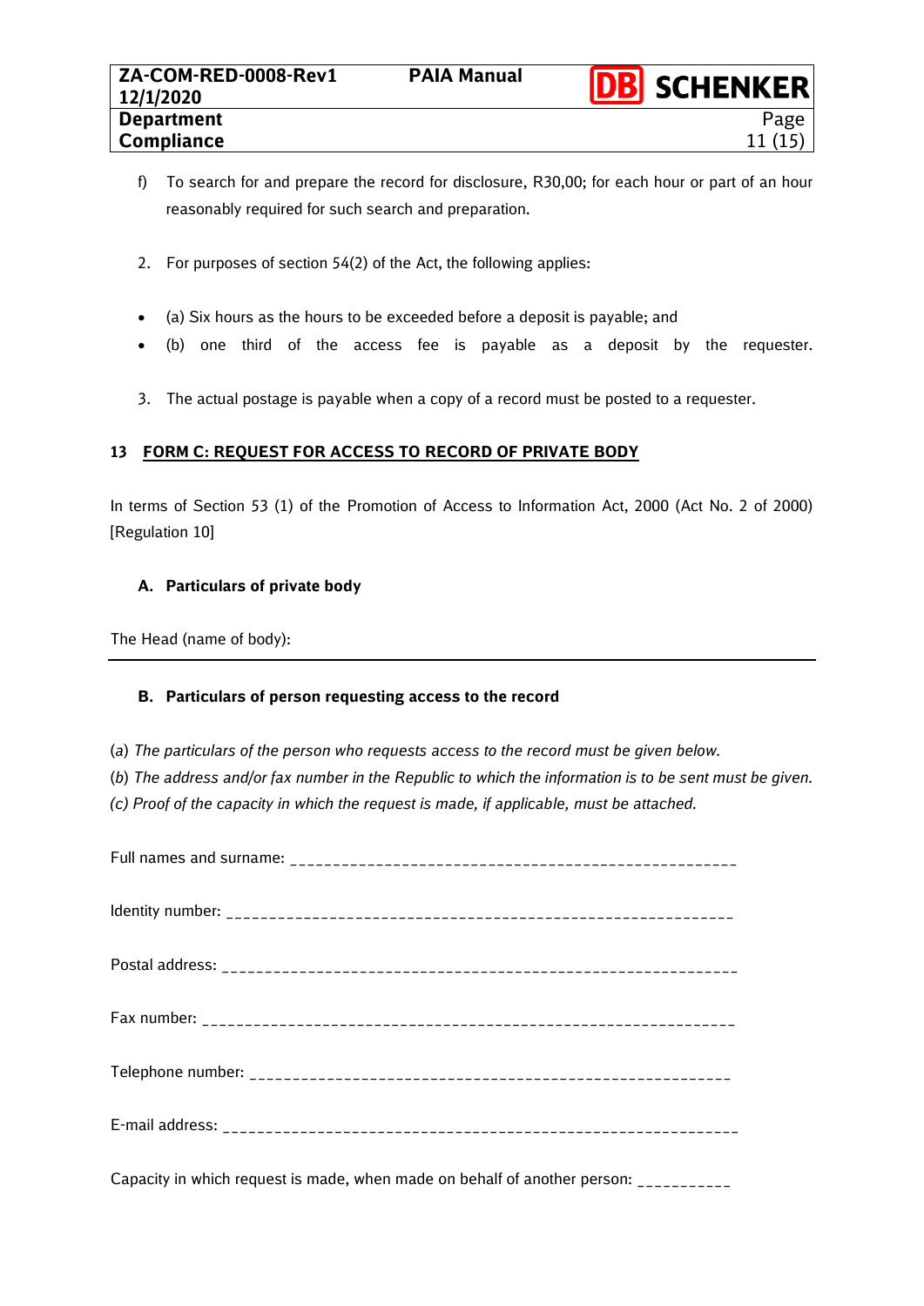f) To search for and prepare the record for disclosure, R30,00; for each hour or part of an hour reasonably required for such search and preparation.

2. For purposes of section 54(2) of the Act, the following applies:

- (a) Six hours as the hours to be exceeded before a deposit is payable; and
- (b) one third of the access fee is payable as a deposit by the requester.

3. The actual postage is payable when a copy of a record must be posted to a requester.

## 13 FORM C: REQUEST FOR ACCESS TO RECORD OF PRIVATE BODY

In terms of Section 53 (1) of the Promotion of Access to Information Act, 2000 (Act No. 2 of 2000) [Regulation 10]

### A. Particulars of private body

The Head (name of body):

---

### B. Particulars of person requesting access to the record

(*a*) *The particulars of the person who requests access to the record must be given below.*

(*b*) *The address and/or fax number in the Republic to which the information is to be sent must be given.*

*(c) Proof of the capacity in which the request is made, if applicable, must be attached.*

Full names and surname: ___________________________________________________

Identity number: ___________________________________________________________

Postal address: ____________________________________________________________

Fax number: _______________________________________________________________

Telephone number: _________________________________________________________

E-mail address: ____________________________________________________________

Capacity in which request is made, when made on behalf of another person: __________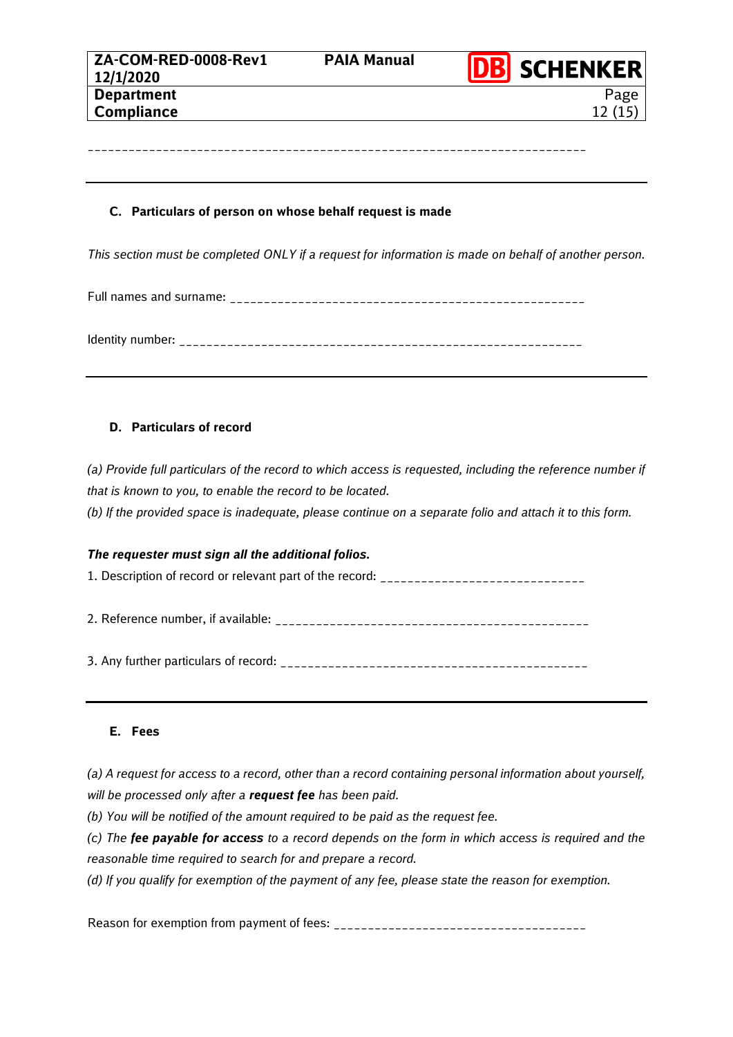_______________________________________________________________________

---

### C. Particulars of person on whose behalf request is made

*This section must be completed ONLY if a request for information is made on behalf of another person.*

Full names and surname: ___________________________________________________

Identity number: _________________________________________________________

---

### D. Particulars of record

*(a) Provide full particulars of the record to which access is requested, including the reference number if that is known to you, to enable the record to be located.*

*(b) If the provided space is inadequate, please continue on a separate folio and attach it to this form.*

***The requester must sign all the additional folios.***

1. Description of record or relevant part of the record: ____________________________

2. Reference number, if available: ____________________________________________

3. Any further particulars of record: __________________________________________

---

### E. Fees

*(a) A request for access to a record, other than a record containing personal information about yourself, will be processed only after a **request fee** has been paid.*

*(b) You will be notified of the amount required to be paid as the request fee.*

*(c) The **fee payable for access** to a record depends on the form in which access is required and the reasonable time required to search for and prepare a record.*

*(d) If you qualify for exemption of the payment of any fee, please state the reason for exemption.*

Reason for exemption from payment of fees: ____________________________________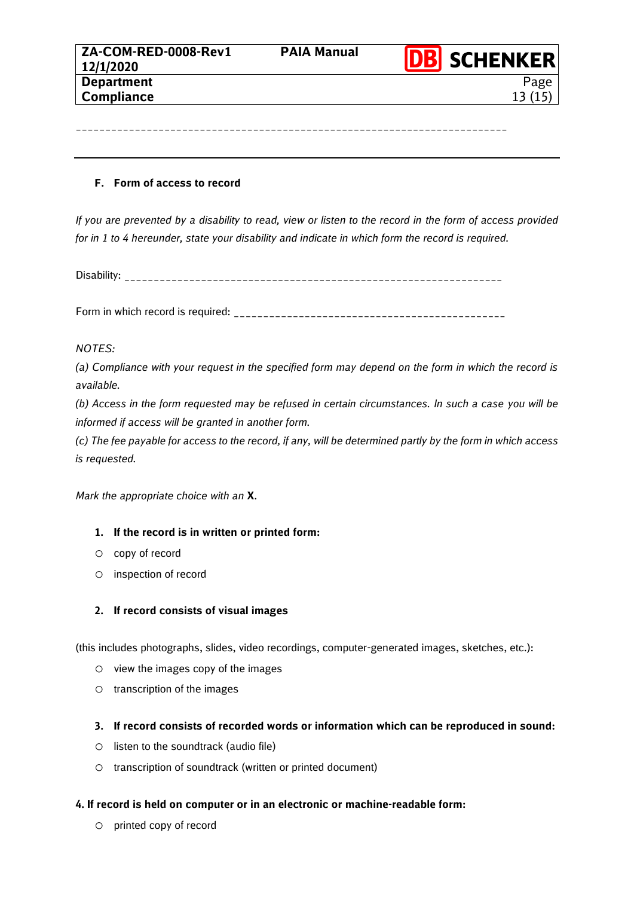\_\_\_\_\_\_\_\_\_\_\_\_\_\_\_\_\_\_\_\_\_\_\_\_\_\_\_\_\_\_\_\_\_\_\_\_\_\_\_\_\_\_\_\_\_\_\_\_\_\_\_\_\_\_\_\_\_\_\_\_\_\_\_\_\_\_\_\_\_\_

---

### F. Form of access to record

*If you are prevented by a disability to read, view or listen to the record in the form of access provided for in 1 to 4 hereunder, state your disability and indicate in which form the record is required.*

Disability: \_\_\_\_\_\_\_\_\_\_\_\_\_\_\_\_\_\_\_\_\_\_\_\_\_\_\_\_\_\_\_\_\_\_\_\_\_\_\_\_\_\_\_\_\_\_\_\_\_\_\_\_\_\_\_\_\_\_\_\_\_\_

Form in which record is required: \_\_\_\_\_\_\_\_\_\_\_\_\_\_\_\_\_\_\_\_\_\_\_\_\_\_\_\_\_\_\_\_\_\_\_\_\_\_\_\_\_\_\_\_\_

*NOTES:*

*(a) Compliance with your request in the specified form may depend on the form in which the record is available.*

*(b) Access in the form requested may be refused in certain circumstances. In such a case you will be informed if access will be granted in another form.*

*(c) The fee payable for access to the record, if any, will be determined partly by the form in which access is requested.*

*Mark the appropriate choice with an* **X**.

1. **If the record is in written or printed form:**

- ○ copy of record
- ○ inspection of record

2. **If record consists of visual images**

(this includes photographs, slides, video recordings, computer-generated images, sketches, etc.):

- ○ view the images copy of the images
- ○ transcription of the images

3. **If record consists of recorded words or information which can be reproduced in sound:**

- ○ listen to the soundtrack (audio file)
- ○ transcription of soundtrack (written or printed document)

**4. If record is held on computer or in an electronic or machine-readable form:**

- ○ printed copy of record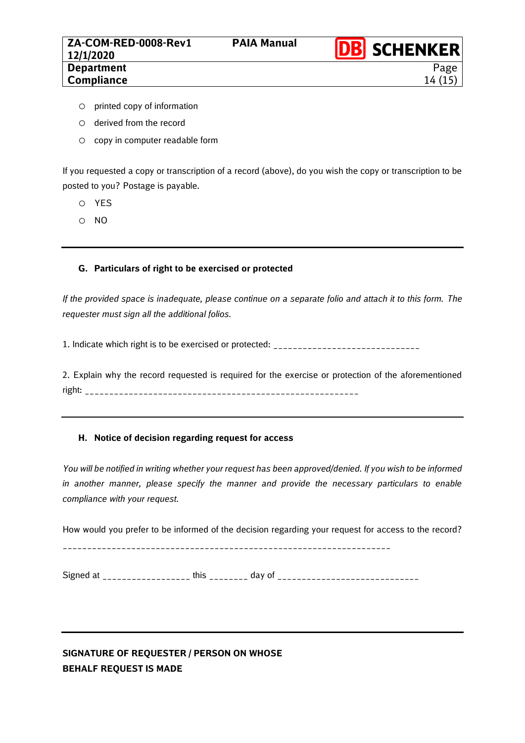- printed copy of information
- derived from the record
- copy in computer readable form

If you requested a copy or transcription of a record (above), do you wish the copy or transcription to be posted to you? Postage is payable.

- YES
- NO

---

### G. Particulars of right to be exercised or protected

*If the provided space is inadequate, please continue on a separate folio and attach it to this form. The requester must sign all the additional folios.*

1. Indicate which right is to be exercised or protected: _____________________________

2. Explain why the record requested is required for the exercise or protection of the aforementioned right: _______________________________________________________

---

### H. Notice of decision regarding request for access

*You will be notified in writing whether your request has been approved/denied. If you wish to be informed in another manner, please specify the manner and provide the necessary particulars to enable compliance with your request.*

How would you prefer to be informed of the decision regarding your request for access to the record?

_________________________________________________________________

Signed at _________________ this ________ day of ____________________________

---

**SIGNATURE OF REQUESTER / PERSON ON WHOSE BEHALF REQUEST IS MADE**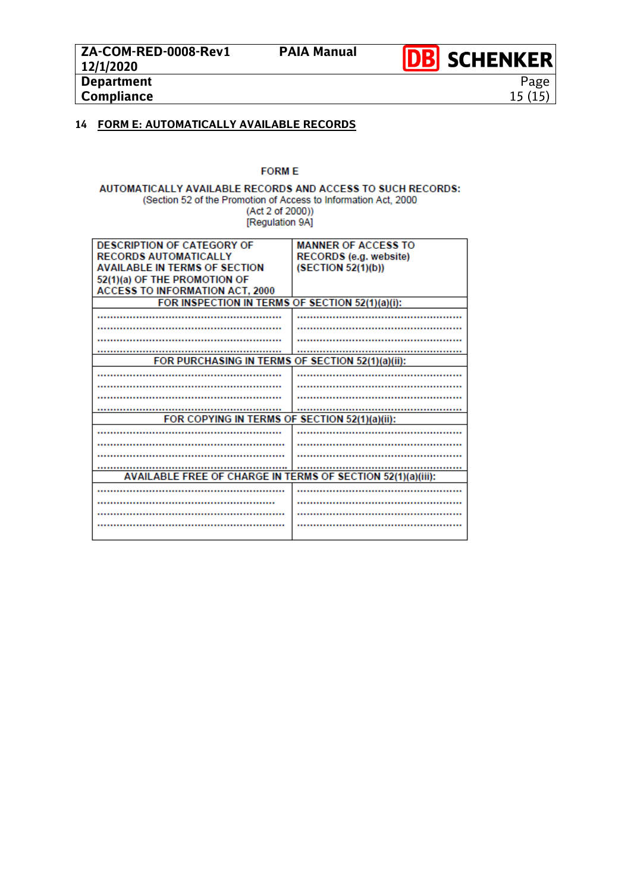## 14 FORM E: AUTOMATICALLY AVAILABLE RECORDS

FORM E

**AUTOMATICALLY AVAILABLE RECORDS AND ACCESS TO SUCH RECORDS:**
(Section 52 of the Promotion of Access to Information Act, 2000
(Act 2 of 2000))
[Regulation 9A]

| DESCRIPTION OF CATEGORY OF RECORDS AUTOMATICALLY AVAILABLE IN TERMS OF SECTION 52(1)(a) OF THE PROMOTION OF ACCESS TO INFORMATION ACT, 2000 | MANNER OF ACCESS TO RECORDS (e.g. website) (SECTION 52(1)(b)) |
|---|---|
| **FOR INSPECTION IN TERMS OF SECTION 52(1)(a)(i):** | |
| .......................................................... | .......................................................... |
| .......................................................... | .......................................................... |
| .......................................................... | .......................................................... |
| .......................................................... | .......................................................... |
| **FOR PURCHASING IN TERMS OF SECTION 52(1)(a)(ii):** | |
| .......................................................... | .......................................................... |
| .......................................................... | .......................................................... |
| .......................................................... | .......................................................... |
| .......................................................... | .......................................................... |
| **FOR COPYING IN TERMS OF SECTION 52(1)(a)(ii):** | |
| .......................................................... | .......................................................... |
| .......................................................... | .......................................................... |
| .......................................................... | .......................................................... |
| .......................................................... | .......................................................... |
| **AVAILABLE FREE OF CHARGE IN TERMS OF SECTION 52(1)(a)(iii):** | |
| .......................................................... | .......................................................... |
| .......................................................... | .......................................................... |
| .......................................................... | .......................................................... |
| .......................................................... | .......................................................... |